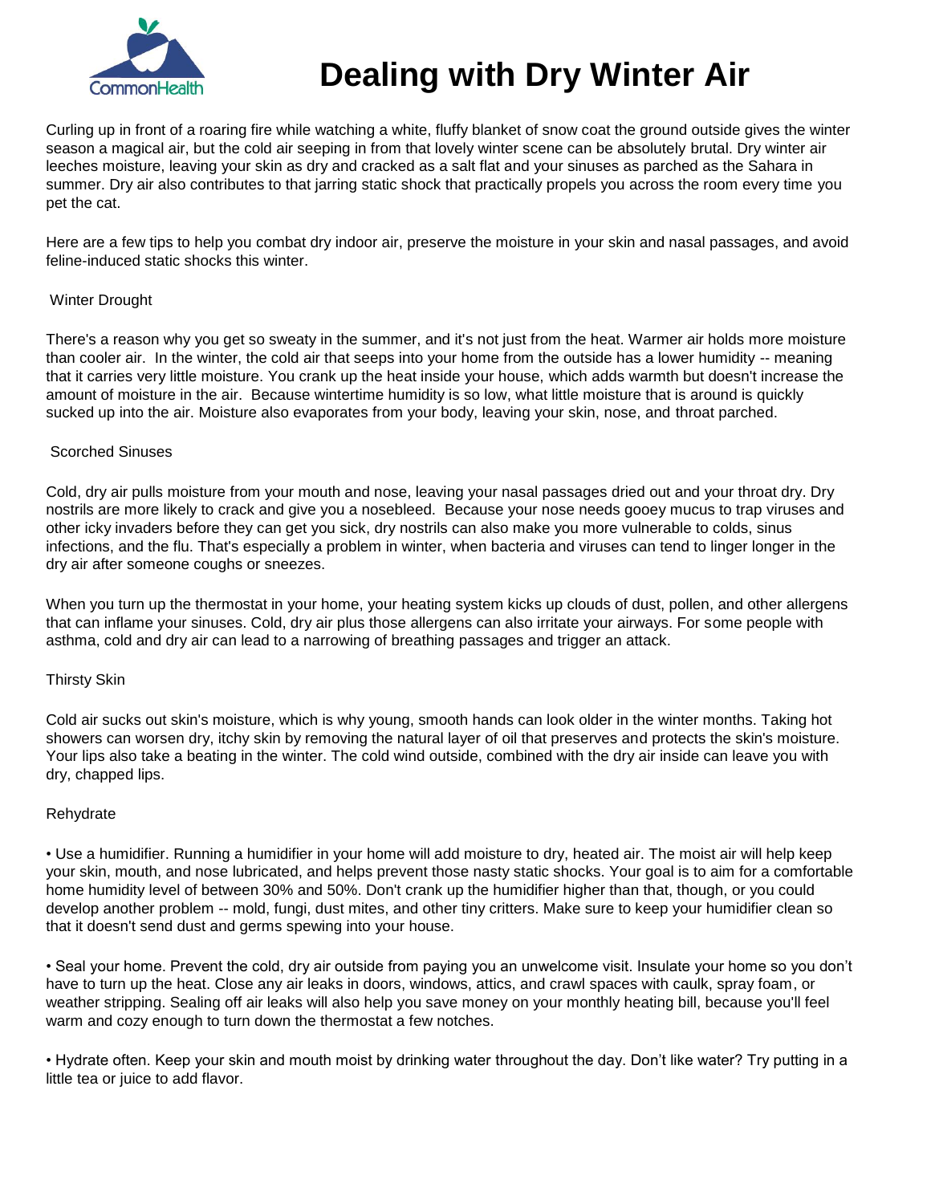# Dealing with Dry Winter Air

Curling up in front of a roaring fire while watching a white, fluffy blanket of snow coat the ground outside gives the winter season a magical air, but the cold air seeping in from that lovely winter scene can be absolutely brutal. Dry winter air leeches moisture, leaving your skin as dry and cracked as a salt flat and your sinuses as parched as the Sahara in summer. Dry air also contributes to that jarring static shock that practically propels you across the room every time you pet the cat.

Here are a few tips to help you combat dry indoor air, preserve the moisture in your skin and nasal passages, and avoid feline-induced static shocks this winter.

## Winter Drought

There's a reason why you get so sweaty in the summer, and it's not just from the heat. Warmer air holds more moisture than cooler air. In the winter, the cold air that seeps into your home from the outside has a lower humidity -- meaning that it carries very little moisture. You crank up the heat inside your house, which adds warmth but doesn't increase the amount of moisture in the air. Because wintertime humidity is so low, what little moisture that is around is quickly sucked up into the air. Moisture also evaporates from your body, leaving your skin, nose, and throat parched.

## Scorched Sinuses

Cold, dry air pulls moisture from your mouth and nose, leaving your nasal passages dried out and your throat dry. Dry nostrils are more likely to crack and give you a nosebleed. Because your nose needs gooey mucus to trap viruses and other icky invaders before they can get you sick, dry nostrils can also make you more vulnerable to colds, sinus infections, and the flu. That's especially a problem in winter, when bacteria and viruses can tend to linger longer in the dry air after someone coughs or sneezes.

When you turn up the thermostat in your home, your heating system kicks up clouds of dust, pollen, and other allergens that can inflame your sinuses. Cold, dry air plus those allergens can also irritate your airways. For some people with asthma, cold and dry air can lead to a narrowing of breathing passages and trigger an attack.

## Thirsty Skin

Cold air sucks out skin's moisture, which is why young, smooth hands can look older in the winter months. Taking hot showers can worsen dry, itchy skin by removing the natural layer of oil that preserves and protects the skin's moisture. Your lips also take a beating in the winter. The cold wind outside, combined with the dry air inside can leave you with dry, chapped lips.

## Rehydrate

- Use a humidifier. Running a humidifier in your home will add moisture to dry, heated air. The moist air will help keep your skin, mouth, and nose lubricated, and helps prevent those nasty static shocks. Your goal is to aim for a comfortable home humidity level of between 30% and 50%. Don't crank up the humidifier higher than that, though, or you could develop another problem -- mold, fungi, dust mites, and other tiny critters. Make sure to keep your humidifier clean so that it doesn't send dust and germs spewing into your house.

- Seal your home. Prevent the cold, dry air outside from paying you an unwelcome visit. Insulate your home so you don't have to turn up the heat. Close any air leaks in doors, windows, attics, and crawl spaces with caulk, spray foam, or weather stripping. Sealing off air leaks will also help you save money on your monthly heating bill, because you'll feel warm and cozy enough to turn down the thermostat a few notches.

- Hydrate often. Keep your skin and mouth moist by drinking water throughout the day. Don't like water? Try putting in a little tea or juice to add flavor.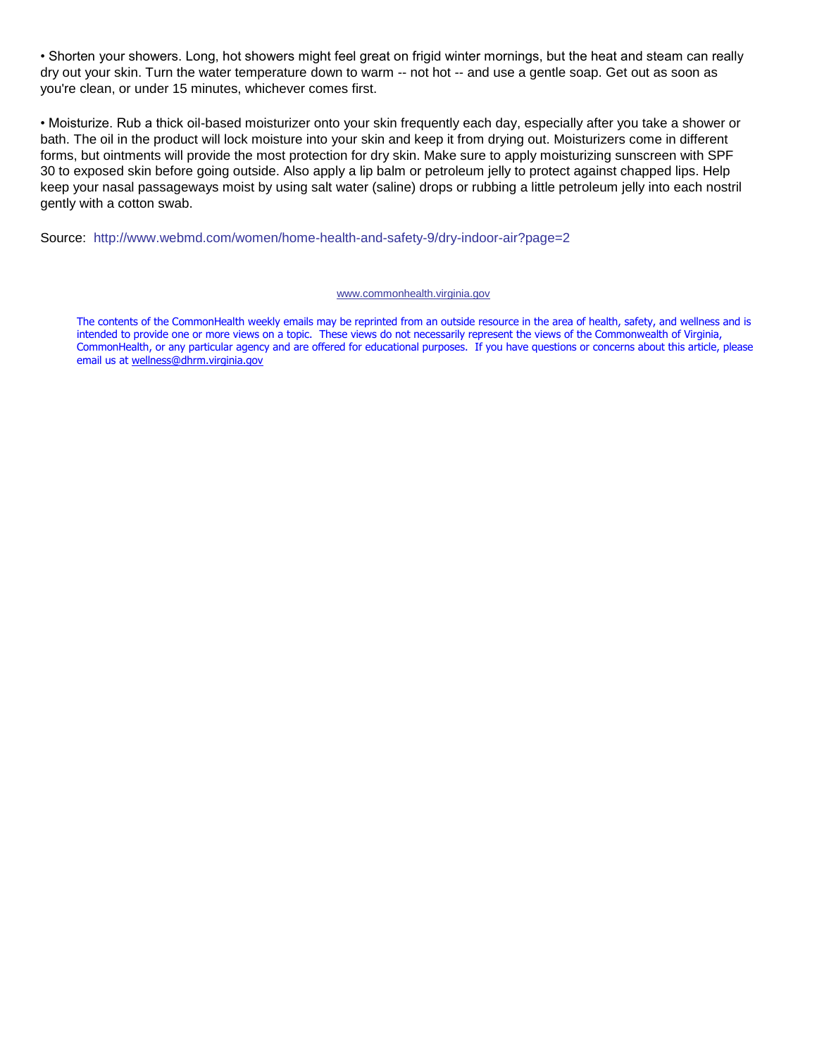• Shorten your showers. Long, hot showers might feel great on frigid winter mornings, but the heat and steam can really dry out your skin. Turn the water temperature down to warm -- not hot -- and use a gentle soap. Get out as soon as you're clean, or under 15 minutes, whichever comes first.

• Moisturize. Rub a thick oil-based moisturizer onto your skin frequently each day, especially after you take a shower or bath. The oil in the product will lock moisture into your skin and keep it from drying out. Moisturizers come in different forms, but ointments will provide the most protection for dry skin. Make sure to apply moisturizing sunscreen with SPF 30 to exposed skin before going outside. Also apply a lip balm or petroleum jelly to protect against chapped lips. Help keep your nasal passageways moist by using salt water (saline) drops or rubbing a little petroleum jelly into each nostril gently with a cotton swab.

Source: http://www.webmd.com/women/home-health-and-safety-9/dry-indoor-air?page=2

www.commonhealth.virginia.gov

The contents of the CommonHealth weekly emails may be reprinted from an outside resource in the area of health, safety, and wellness and is intended to provide one or more views on a topic. These views do not necessarily represent the views of the Commonwealth of Virginia, CommonHealth, or any particular agency and are offered for educational purposes. If you have questions or concerns about this article, please email us at wellness@dhrm.virginia.gov